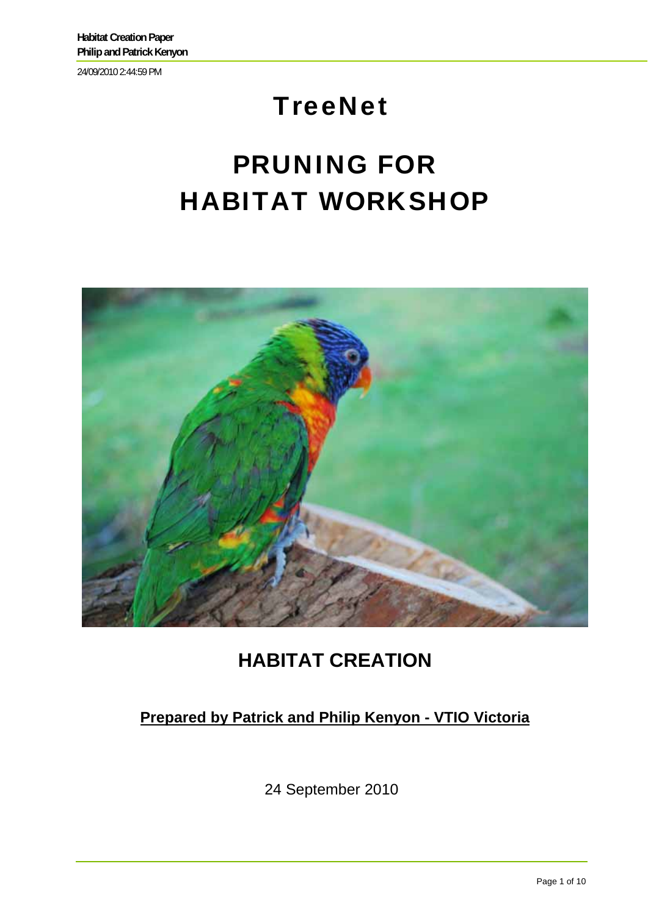# TreeNet

# PRUNING FOR HABITAT WORKSHOP

## HABITAT CREATION

**Prepared by Patrick and Philip Kenyon - VTIO Victoria**

24 September 2010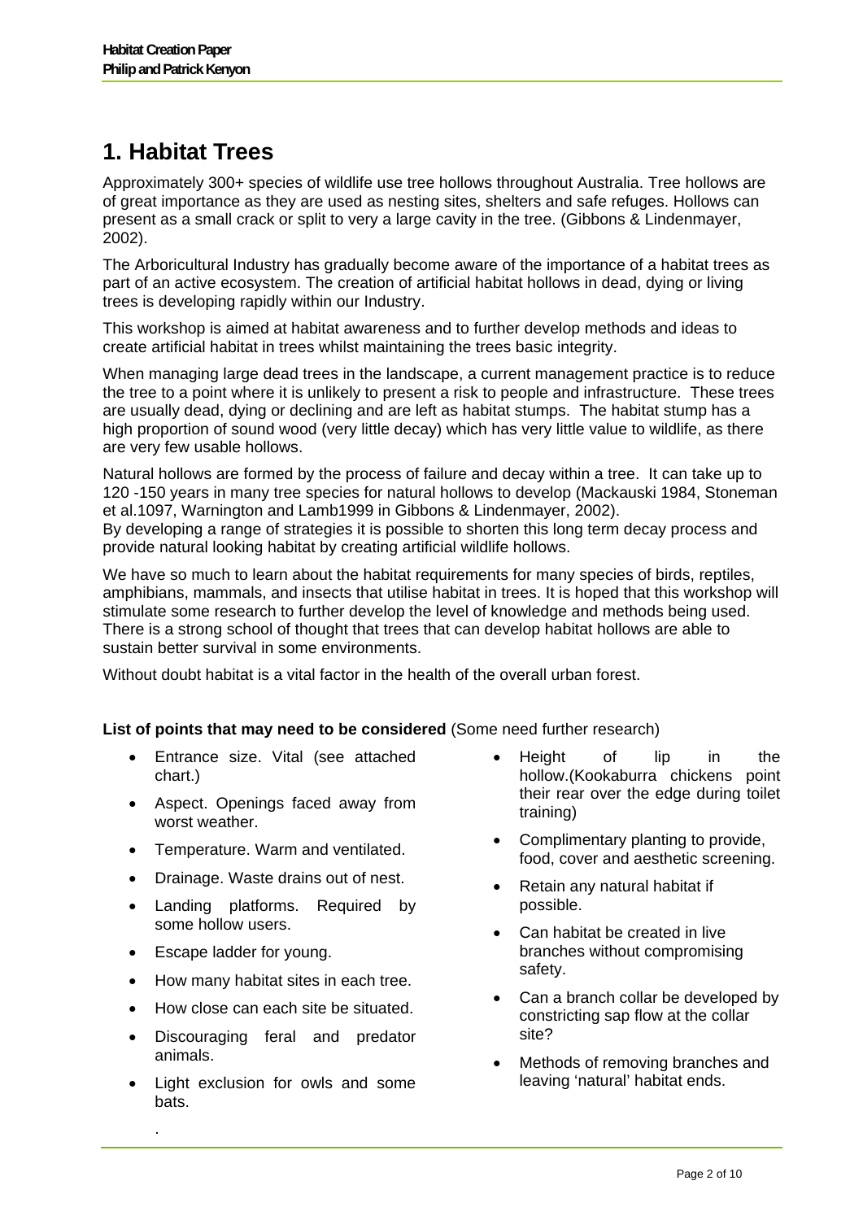# 1. Habitat Trees

Approximately 300+ species of wildlife use tree hollows throughout Australia. Tree hollows are of great importance as they are used as nesting sites, shelters and safe refuges. Hollows can present as a small crack or split to very a large cavity in the tree. (Gibbons & Lindenmayer, 2002).

The Arboricultural Industry has gradually become aware of the importance of a habitat trees as part of an active ecosystem. The creation of artificial habitat hollows in dead, dying or living trees is developing rapidly within our Industry.

This workshop is aimed at habitat awareness and to further develop methods and ideas to create artificial habitat in trees whilst maintaining the trees basic integrity.

When managing large dead trees in the landscape, a current management practice is to reduce the tree to a point where it is unlikely to present a risk to people and infrastructure. These trees are usually dead, dying or declining and are left as habitat stumps. The habitat stump has a high proportion of sound wood (very little decay) which has very little value to wildlife, as there are very few usable hollows.

Natural hollows are formed by the process of failure and decay within a tree. It can take up to 120 -150 years in many tree species for natural hollows to develop (Mackauski 1984, Stoneman et al.1097, Warnington and Lamb1999 in Gibbons & Lindenmayer, 2002).
By developing a range of strategies it is possible to shorten this long term decay process and provide natural looking habitat by creating artificial wildlife hollows.

We have so much to learn about the habitat requirements for many species of birds, reptiles, amphibians, mammals, and insects that utilise habitat in trees. It is hoped that this workshop will stimulate some research to further develop the level of knowledge and methods being used. There is a strong school of thought that trees that can develop habitat hollows are able to sustain better survival in some environments.

Without doubt habitat is a vital factor in the health of the overall urban forest.

**List of points that may need to be considered** (Some need further research)

- Entrance size. Vital (see attached chart.)
- Aspect. Openings faced away from worst weather.
- Temperature. Warm and ventilated.
- Drainage. Waste drains out of nest.
- Landing platforms. Required by some hollow users.
- Escape ladder for young.
- How many habitat sites in each tree.
- How close can each site be situated.
- Discouraging feral and predator animals.
- Light exclusion for owls and some bats.
- Height of lip in the hollow.(Kookaburra chickens point their rear over the edge during toilet training)
- Complimentary planting to provide, food, cover and aesthetic screening.
- Retain any natural habitat if possible.
- Can habitat be created in live branches without compromising safety.
- Can a branch collar be developed by constricting sap flow at the collar site?
- Methods of removing branches and leaving 'natural' habitat ends.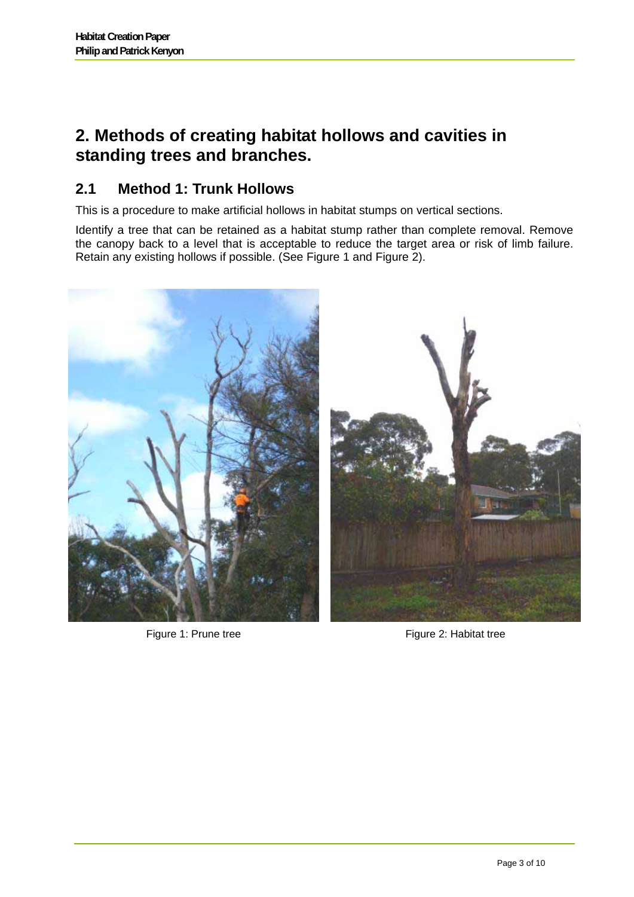# 2. Methods of creating habitat hollows and cavities in standing trees and branches.

## 2.1 Method 1: Trunk Hollows

This is a procedure to make artificial hollows in habitat stumps on vertical sections.

Identify a tree that can be retained as a habitat stump rather than complete removal. Remove the canopy back to a level that is acceptable to reduce the target area or risk of limb failure. Retain any existing hollows if possible. (See Figure 1 and Figure 2).

Figure 1: Prune tree

Figure 2: Habitat tree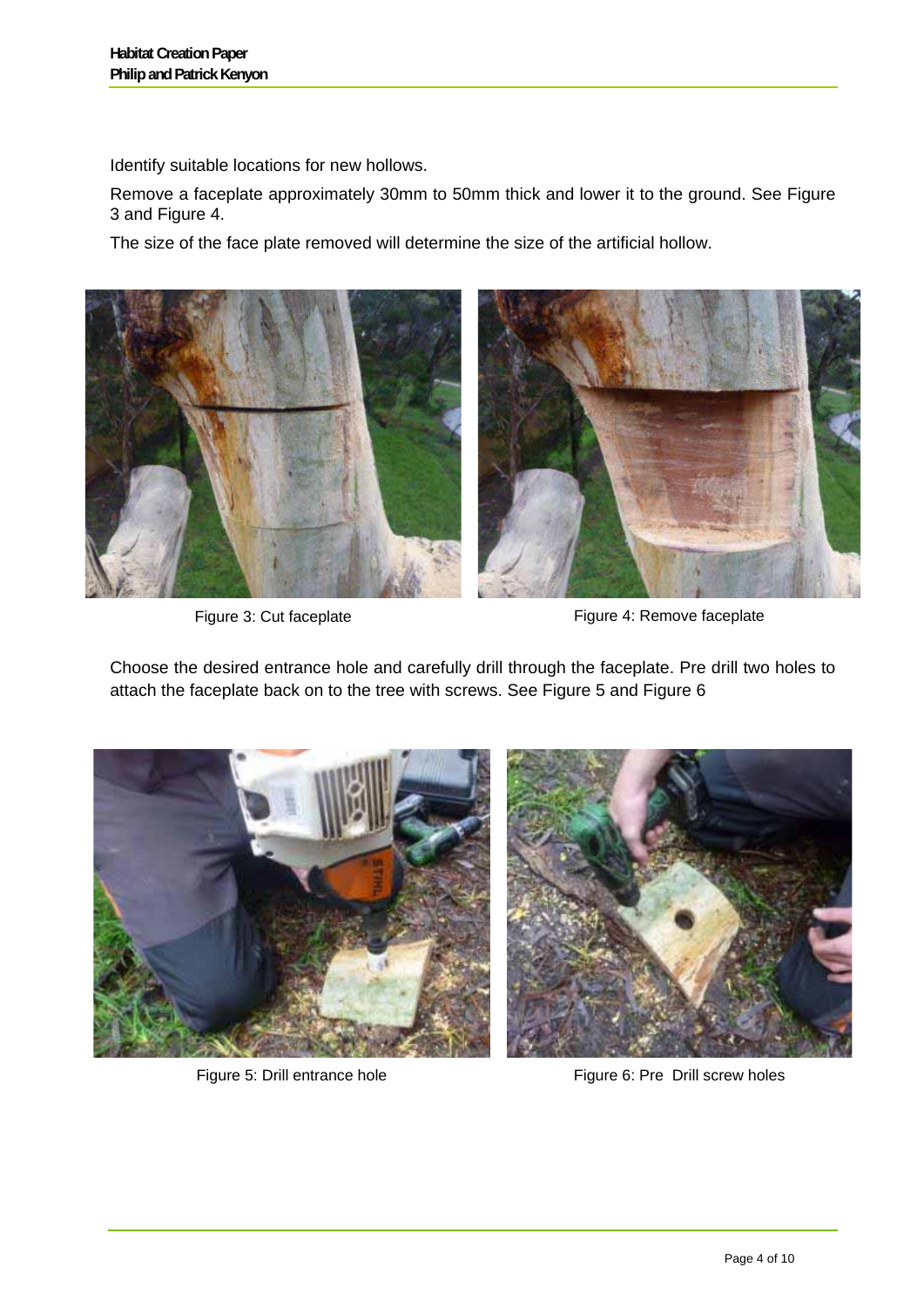Identify suitable locations for new hollows.

Remove a faceplate approximately 30mm to 50mm thick and lower it to the ground. See Figure 3 and Figure 4.

The size of the face plate removed will determine the size of the artificial hollow.

Figure 3: Cut faceplate

Figure 4: Remove faceplate

Choose the desired entrance hole and carefully drill through the faceplate. Pre drill two holes to attach the faceplate back on to the tree with screws. See Figure 5 and Figure 6

Figure 5: Drill entrance hole

Figure 6: Pre Drill screw holes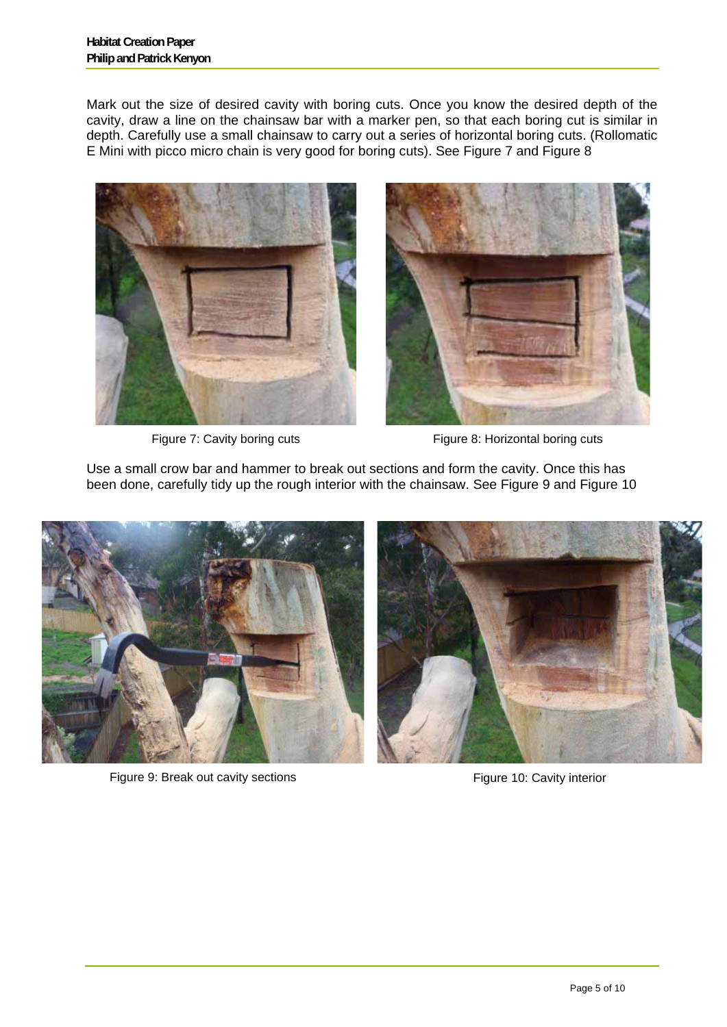Mark out the size of desired cavity with boring cuts. Once you know the desired depth of the cavity, draw a line on the chainsaw bar with a marker pen, so that each boring cut is similar in depth. Carefully use a small chainsaw to carry out a series of horizontal boring cuts. (Rollomatic E Mini with picco micro chain is very good for boring cuts). See Figure 7 and Figure 8

Figure 7: Cavity boring cuts

Figure 8: Horizontal boring cuts

Use a small crow bar and hammer to break out sections and form the cavity. Once this has been done, carefully tidy up the rough interior with the chainsaw. See Figure 9 and Figure 10

Figure 9: Break out cavity sections

Figure 10: Cavity interior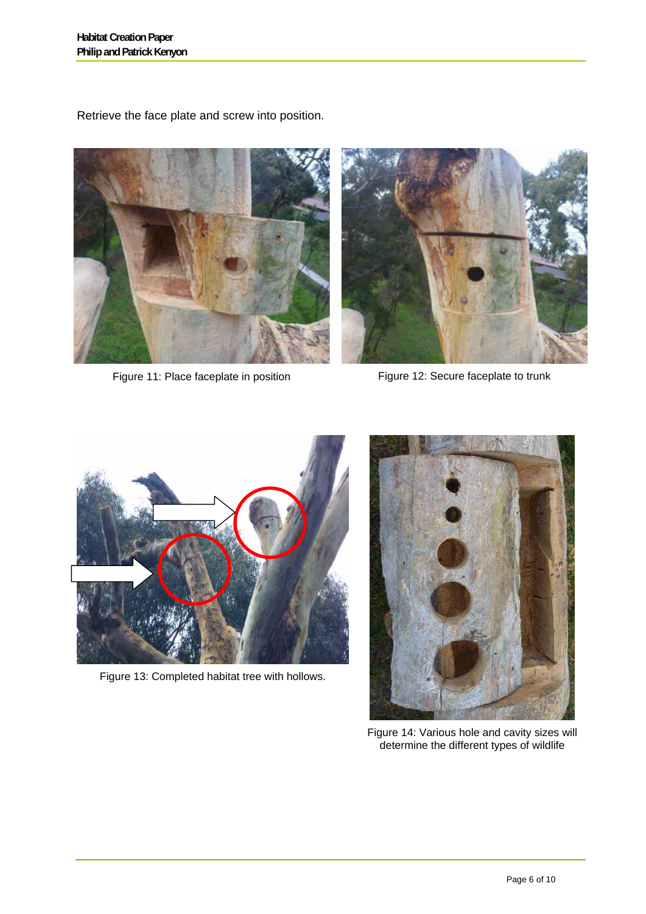Retrieve the face plate and screw into position.

Figure 11: Place faceplate in position

Figure 12: Secure faceplate to trunk

Figure 13: Completed habitat tree with hollows.

Figure 14: Various hole and cavity sizes will determine the different types of wildlife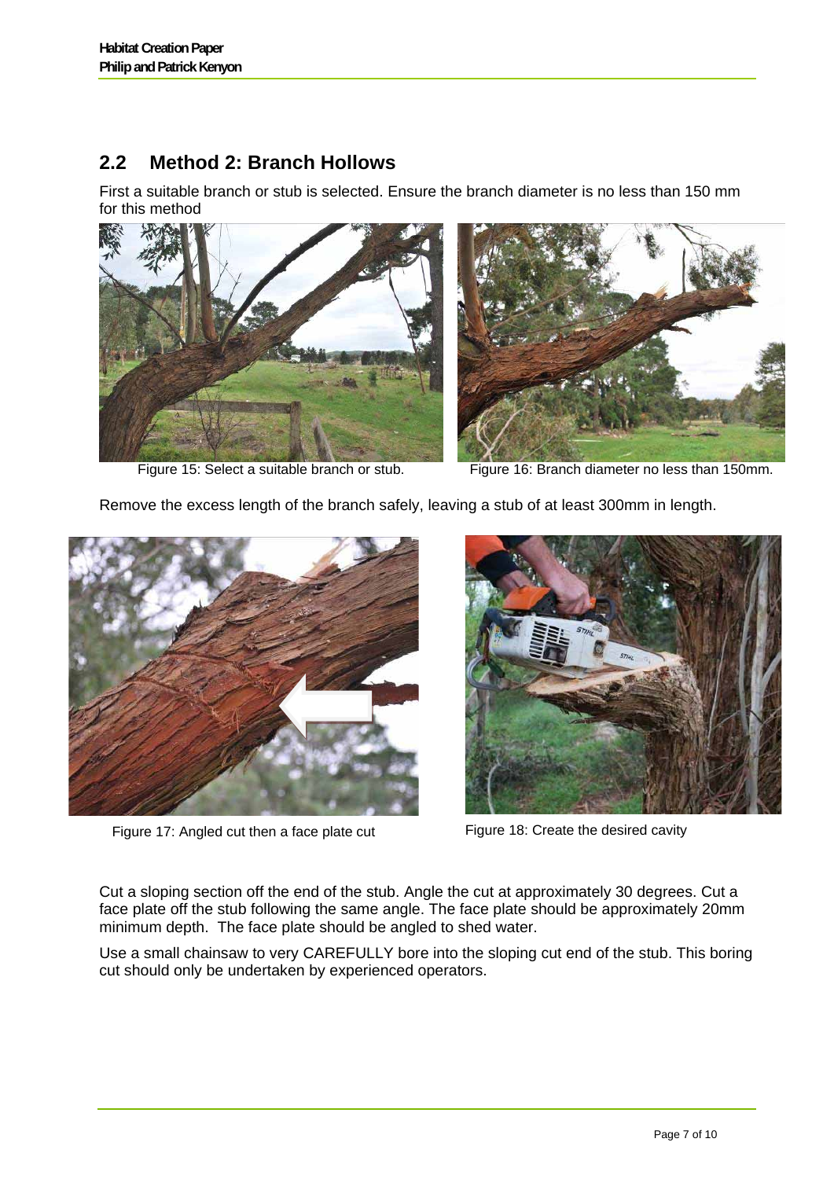## 2.2 Method 2: Branch Hollows

First a suitable branch or stub is selected. Ensure the branch diameter is no less than 150 mm for this method

Figure 15: Select a suitable branch or stub.

Figure 16: Branch diameter no less than 150mm.

Remove the excess length of the branch safely, leaving a stub of at least 300mm in length.

Figure 17: Angled cut then a face plate cut

Figure 18: Create the desired cavity

Cut a sloping section off the end of the stub. Angle the cut at approximately 30 degrees. Cut a face plate off the stub following the same angle. The face plate should be approximately 20mm minimum depth. The face plate should be angled to shed water.

Use a small chainsaw to very CAREFULLY bore into the sloping cut end of the stub. This boring cut should only be undertaken by experienced operators.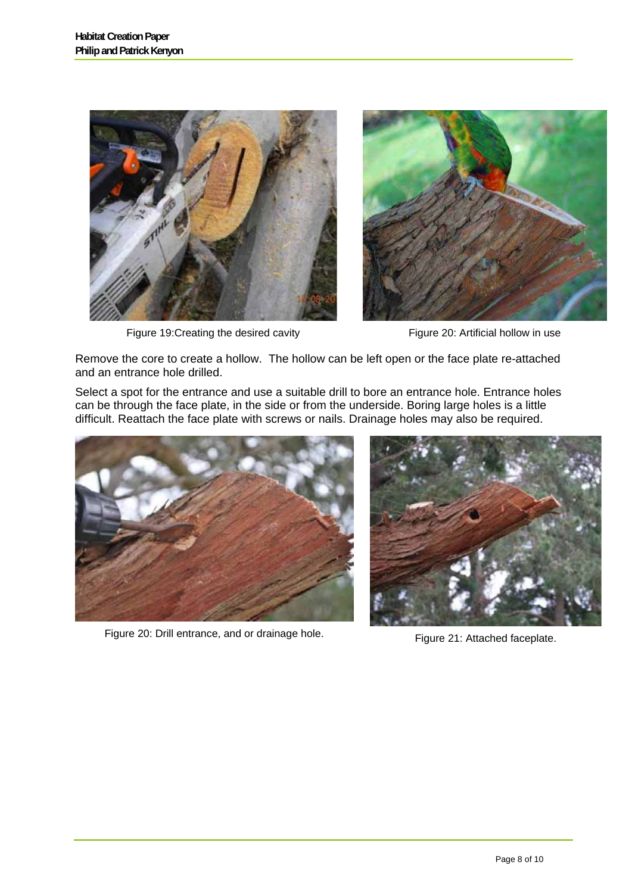Figure 19:Creating the desired cavity

Figure 20: Artificial hollow in use

Remove the core to create a hollow. The hollow can be left open or the face plate re-attached and an entrance hole drilled.

Select a spot for the entrance and use a suitable drill to bore an entrance hole. Entrance holes can be through the face plate, in the side or from the underside. Boring large holes is a little difficult. Reattach the face plate with screws or nails. Drainage holes may also be required.

Figure 20: Drill entrance, and or drainage hole.

Figure 21: Attached faceplate.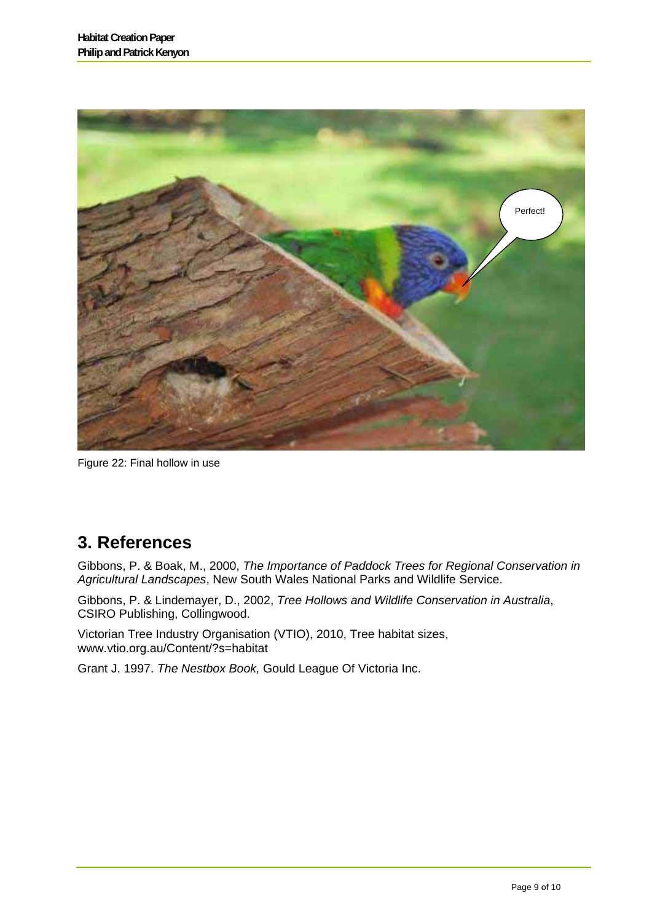Figure 22: Final hollow in use

## 3. References

Gibbons, P. & Boak, M., 2000, *The Importance of Paddock Trees for Regional Conservation in Agricultural Landscapes*, New South Wales National Parks and Wildlife Service.

Gibbons, P. & Lindemayer, D., 2002, *Tree Hollows and Wildlife Conservation in Australia*, CSIRO Publishing, Collingwood.

Victorian Tree Industry Organisation (VTIO), 2010, Tree habitat sizes, www.vtio.org.au/Content/?s=habitat

Grant J. 1997. *The Nestbox Book,* Gould League Of Victoria Inc.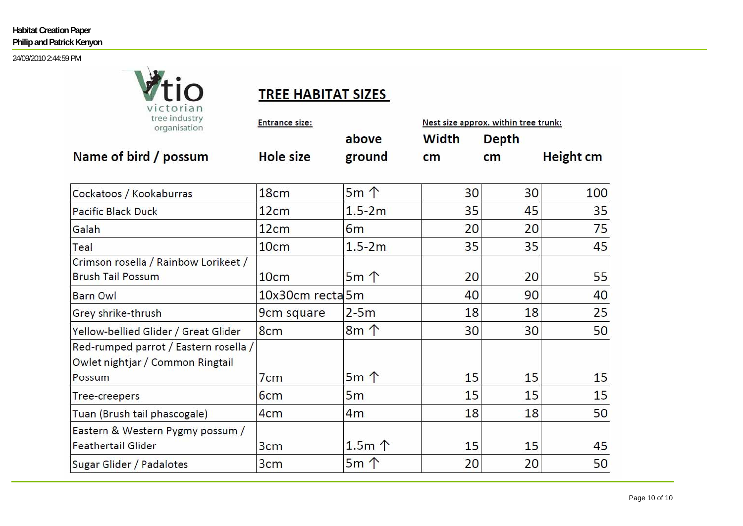Habitat Creation Paper
Philip and Patrick Kenyon

24/09/2010 2:44:59 PM

Vtio victorian tree industry organisation

# TREE HABITAT SIZES

| Name of bird / possum | Entrance size: Hole size | above ground | Nest size approx. within tree trunk: Width cm | Depth cm | Height cm |
|---|---|---|---|---|---|
| Cockatoos / Kookaburras | 18cm | 5m ↑ | 30 | 30 | 100 |
| Pacific Black Duck | 12cm | 1.5-2m | 35 | 45 | 35 |
| Galah | 12cm | 6m | 20 | 20 | 75 |
| Teal | 10cm | 1.5-2m | 35 | 35 | 45 |
| Crimson rosella / Rainbow Lorikeet / Brush Tail Possum | 10cm | 5m ↑ | 20 | 20 | 55 |
| Barn Owl | 10x30cm recta | 5m | 40 | 90 | 40 |
| Grey shrike-thrush | 9cm square | 2-5m | 18 | 18 | 25 |
| Yellow-bellied Glider / Great Glider | 8cm | 8m ↑ | 30 | 30 | 50 |
| Red-rumped parrot / Eastern rosella / Owlet nightjar / Common Ringtail Possum | 7cm | 5m ↑ | 15 | 15 | 15 |
| Tree-creepers | 6cm | 5m | 15 | 15 | 15 |
| Tuan (Brush tail phascogale) | 4cm | 4m | 18 | 18 | 50 |
| Eastern & Western Pygmy possum / Feathertail Glider | 3cm | 1.5m ↑ | 15 | 15 | 45 |
| Sugar Glider / Padalotes | 3cm | 5m ↑ | 20 | 20 | 50 |